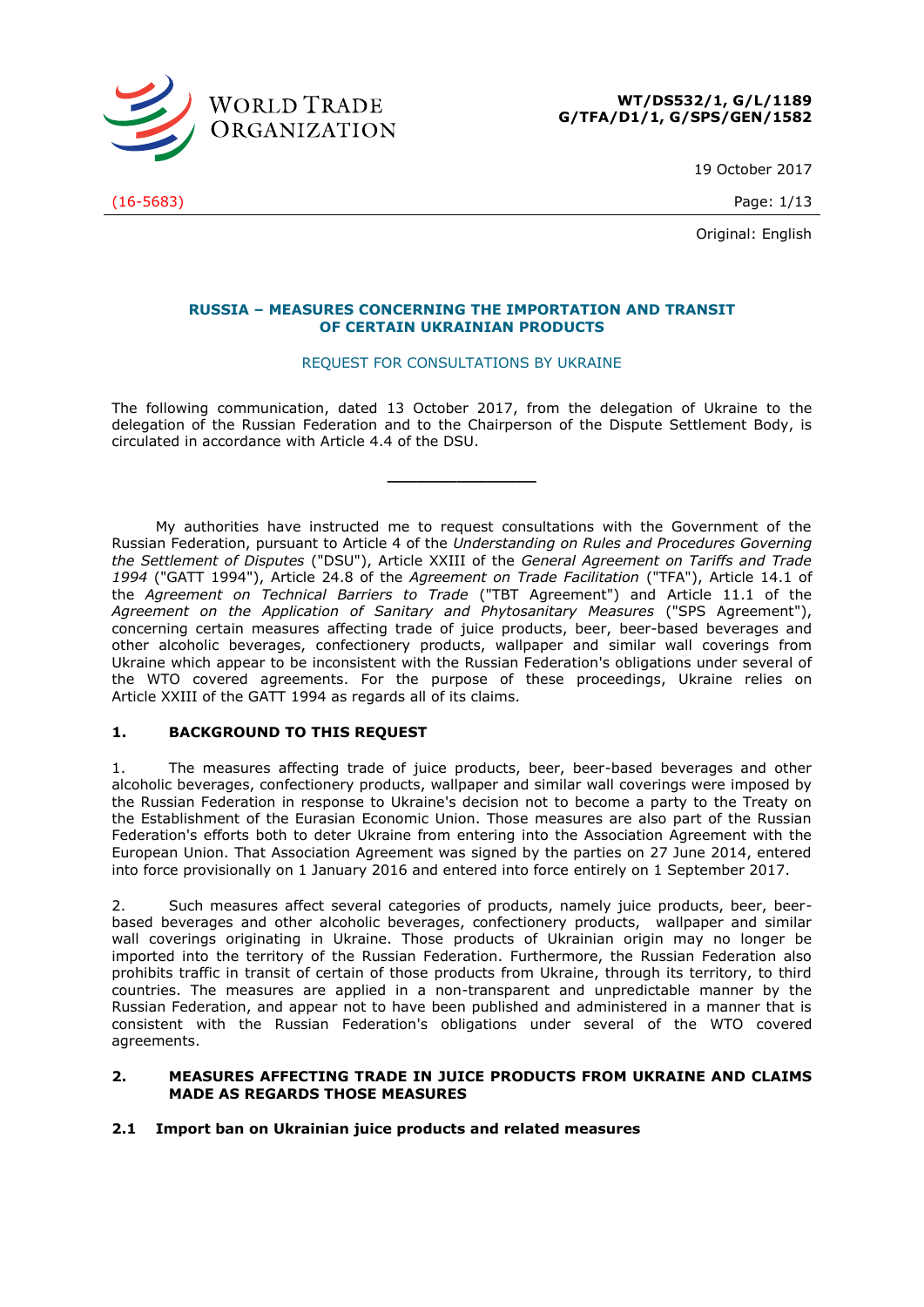WORLD TRADE ORGANIZATION

**WT/DS532/1, G/L/1189**
**G/TFA/D1/1, G/SPS/GEN/1582**

19 October 2017

(16-5683)

Original: English

## RUSSIA – MEASURES CONCERNING THE IMPORTATION AND TRANSIT OF CERTAIN UKRAINIAN PRODUCTS

REQUEST FOR CONSULTATIONS BY UKRAINE

The following communication, dated 13 October 2017, from the delegation of Ukraine to the delegation of the Russian Federation and to the Chairperson of the Dispute Settlement Body, is circulated in accordance with Article 4.4 of the DSU.

---

My authorities have instructed me to request consultations with the Government of the Russian Federation, pursuant to Article 4 of the *Understanding on Rules and Procedures Governing the Settlement of Disputes* ("DSU"), Article XXIII of the *General Agreement on Tariffs and Trade 1994* ("GATT 1994"), Article 24.8 of the *Agreement on Trade Facilitation* ("TFA"), Article 14.1 of the *Agreement on Technical Barriers to Trade* ("TBT Agreement") and Article 11.1 of the *Agreement on the Application of Sanitary and Phytosanitary Measures* ("SPS Agreement"), concerning certain measures affecting trade of juice products, beer, beer-based beverages and other alcoholic beverages, confectionery products, wallpaper and similar wall coverings from Ukraine which appear to be inconsistent with the Russian Federation's obligations under several of the WTO covered agreements. For the purpose of these proceedings, Ukraine relies on Article XXIII of the GATT 1994 as regards all of its claims.

## 1. BACKGROUND TO THIS REQUEST

1. The measures affecting trade of juice products, beer, beer-based beverages and other alcoholic beverages, confectionery products, wallpaper and similar wall coverings were imposed by the Russian Federation in response to Ukraine's decision not to become a party to the Treaty on the Establishment of the Eurasian Economic Union. Those measures are also part of the Russian Federation's efforts both to deter Ukraine from entering into the Association Agreement with the European Union. That Association Agreement was signed by the parties on 27 June 2014, entered into force provisionally on 1 January 2016 and entered into force entirely on 1 September 2017.

2. Such measures affect several categories of products, namely juice products, beer, beer-based beverages and other alcoholic beverages, confectionery products, wallpaper and similar wall coverings originating in Ukraine. Those products of Ukrainian origin may no longer be imported into the territory of the Russian Federation. Furthermore, the Russian Federation also prohibits traffic in transit of certain of those products from Ukraine, through its territory, to third countries. The measures are applied in a non-transparent and unpredictable manner by the Russian Federation, and appear not to have been published and administered in a manner that is consistent with the Russian Federation's obligations under several of the WTO covered agreements.

## 2. MEASURES AFFECTING TRADE IN JUICE PRODUCTS FROM UKRAINE AND CLAIMS MADE AS REGARDS THOSE MEASURES

### 2.1 Import ban on Ukrainian juice products and related measures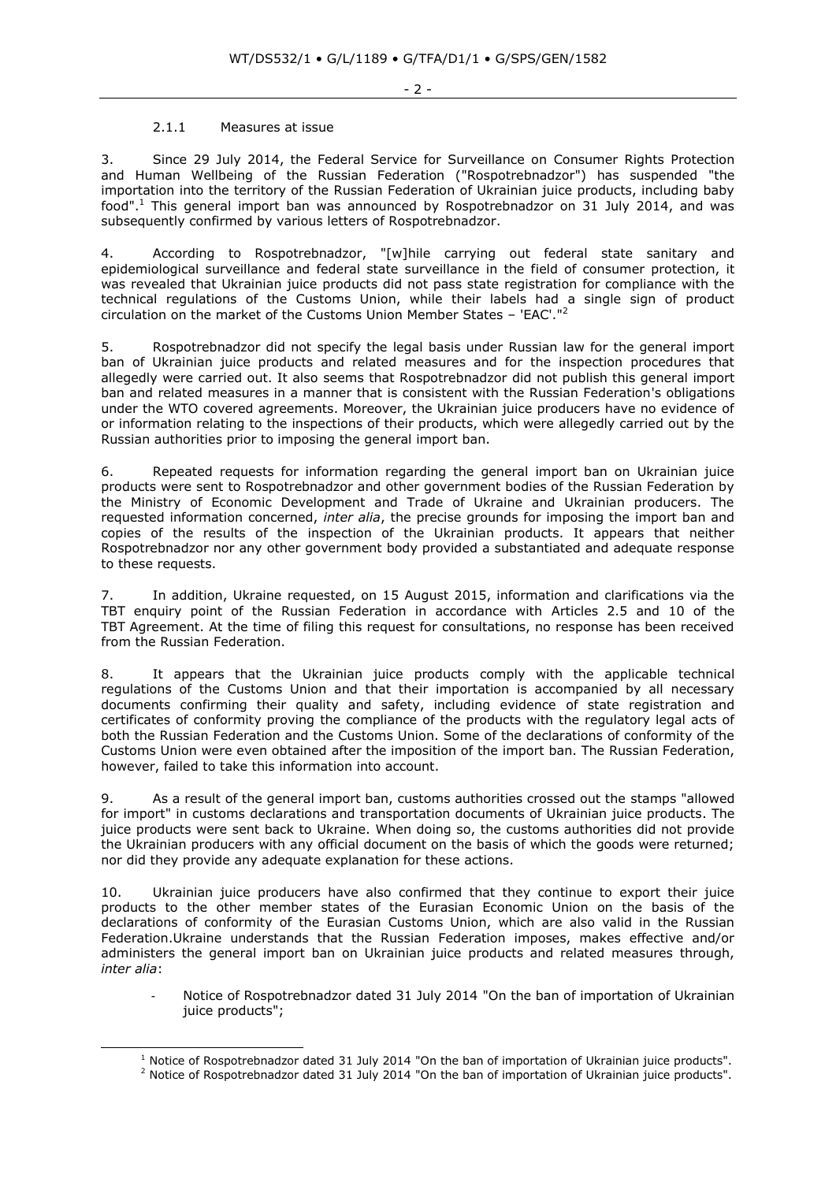#### 2.1.1 Measures at issue

3. Since 29 July 2014, the Federal Service for Surveillance on Consumer Rights Protection and Human Wellbeing of the Russian Federation ("Rospotrebnadzor") has suspended "the importation into the territory of the Russian Federation of Ukrainian juice products, including baby food".[1] This general import ban was announced by Rospotrebnadzor on 31 July 2014, and was subsequently confirmed by various letters of Rospotrebnadzor.

4. According to Rospotrebnadzor, "[w]hile carrying out federal state sanitary and epidemiological surveillance and federal state surveillance in the field of consumer protection, it was revealed that Ukrainian juice products did not pass state registration for compliance with the technical regulations of the Customs Union, while their labels had a single sign of product circulation on the market of the Customs Union Member States – 'EAC'."[2]

5. Rospotrebnadzor did not specify the legal basis under Russian law for the general import ban of Ukrainian juice products and related measures and for the inspection procedures that allegedly were carried out. It also seems that Rospotrebnadzor did not publish this general import ban and related measures in a manner that is consistent with the Russian Federation's obligations under the WTO covered agreements. Moreover, the Ukrainian juice producers have no evidence of or information relating to the inspections of their products, which were allegedly carried out by the Russian authorities prior to imposing the general import ban.

6. Repeated requests for information regarding the general import ban on Ukrainian juice products were sent to Rospotrebnadzor and other government bodies of the Russian Federation by the Ministry of Economic Development and Trade of Ukraine and Ukrainian producers. The requested information concerned, *inter alia*, the precise grounds for imposing the import ban and copies of the results of the inspection of the Ukrainian products. It appears that neither Rospotrebnadzor nor any other government body provided a substantiated and adequate response to these requests.

7. In addition, Ukraine requested, on 15 August 2015, information and clarifications via the TBT enquiry point of the Russian Federation in accordance with Articles 2.5 and 10 of the TBT Agreement. At the time of filing this request for consultations, no response has been received from the Russian Federation.

8. It appears that the Ukrainian juice products comply with the applicable technical regulations of the Customs Union and that their importation is accompanied by all necessary documents confirming their quality and safety, including evidence of state registration and certificates of conformity proving the compliance of the products with the regulatory legal acts of both the Russian Federation and the Customs Union. Some of the declarations of conformity of the Customs Union were even obtained after the imposition of the import ban. The Russian Federation, however, failed to take this information into account.

9. As a result of the general import ban, customs authorities crossed out the stamps "allowed for import" in customs declarations and transportation documents of Ukrainian juice products. The juice products were sent back to Ukraine. When doing so, the customs authorities did not provide the Ukrainian producers with any official document on the basis of which the goods were returned; nor did they provide any adequate explanation for these actions.

10. Ukrainian juice producers have also confirmed that they continue to export their juice products to the other member states of the Eurasian Economic Union on the basis of the declarations of conformity of the Eurasian Customs Union, which are also valid in the Russian Federation.Ukraine understands that the Russian Federation imposes, makes effective and/or administers the general import ban on Ukrainian juice products and related measures through, *inter alia*:

- Notice of Rospotrebnadzor dated 31 July 2014 "On the ban of importation of Ukrainian juice products";

---

[1] Notice of Rospotrebnadzor dated 31 July 2014 "On the ban of importation of Ukrainian juice products".

[2] Notice of Rospotrebnadzor dated 31 July 2014 "On the ban of importation of Ukrainian juice products".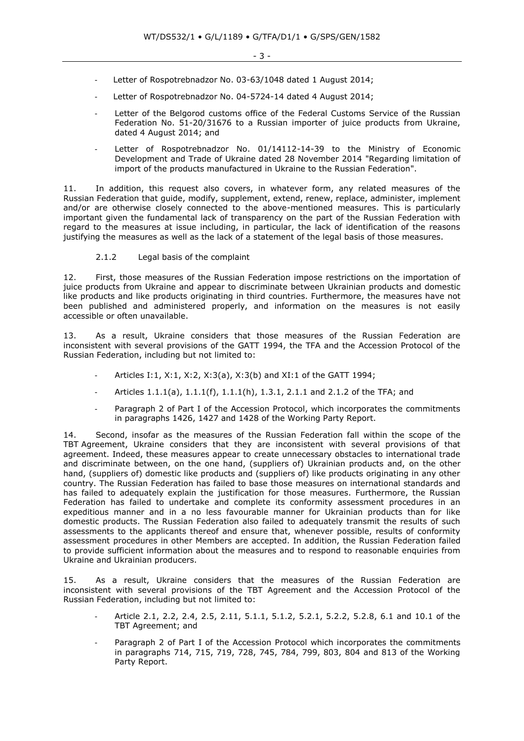- Letter of Rospotrebnadzor No. 03-63/1048 dated 1 August 2014;
- Letter of Rospotrebnadzor No. 04-5724-14 dated 4 August 2014;
- Letter of the Belgorod customs office of the Federal Customs Service of the Russian Federation No. 51-20/31676 to a Russian importer of juice products from Ukraine, dated 4 August 2014; and
- Letter of Rospotrebnadzor No. 01/14112-14-39 to the Ministry of Economic Development and Trade of Ukraine dated 28 November 2014 "Regarding limitation of import of the products manufactured in Ukraine to the Russian Federation".

11. In addition, this request also covers, in whatever form, any related measures of the Russian Federation that guide, modify, supplement, extend, renew, replace, administer, implement and/or are otherwise closely connected to the above-mentioned measures. This is particularly important given the fundamental lack of transparency on the part of the Russian Federation with regard to the measures at issue including, in particular, the lack of identification of the reasons justifying the measures as well as the lack of a statement of the legal basis of those measures.

#### 2.1.2 Legal basis of the complaint

12. First, those measures of the Russian Federation impose restrictions on the importation of juice products from Ukraine and appear to discriminate between Ukrainian products and domestic like products and like products originating in third countries. Furthermore, the measures have not been published and administered properly, and information on the measures is not easily accessible or often unavailable.

13. As a result, Ukraine considers that those measures of the Russian Federation are inconsistent with several provisions of the GATT 1994, the TFA and the Accession Protocol of the Russian Federation, including but not limited to:

- Articles I:1, X:1, X:2, X:3(a), X:3(b) and XI:1 of the GATT 1994;
- Articles 1.1.1(a), 1.1.1(f), 1.1.1(h), 1.3.1, 2.1.1 and 2.1.2 of the TFA; and
- Paragraph 2 of Part I of the Accession Protocol, which incorporates the commitments in paragraphs 1426, 1427 and 1428 of the Working Party Report.

14. Second, insofar as the measures of the Russian Federation fall within the scope of the TBT Agreement, Ukraine considers that they are inconsistent with several provisions of that agreement. Indeed, these measures appear to create unnecessary obstacles to international trade and discriminate between, on the one hand, (suppliers of) Ukrainian products and, on the other hand, (suppliers of) domestic like products and (suppliers of) like products originating in any other country. The Russian Federation has failed to base those measures on international standards and has failed to adequately explain the justification for those measures. Furthermore, the Russian Federation has failed to undertake and complete its conformity assessment procedures in an expeditious manner and in a no less favourable manner for Ukrainian products than for like domestic products. The Russian Federation also failed to adequately transmit the results of such assessments to the applicants thereof and ensure that, whenever possible, results of conformity assessment procedures in other Members are accepted. In addition, the Russian Federation failed to provide sufficient information about the measures and to respond to reasonable enquiries from Ukraine and Ukrainian producers.

15. As a result, Ukraine considers that the measures of the Russian Federation are inconsistent with several provisions of the TBT Agreement and the Accession Protocol of the Russian Federation, including but not limited to:

- Article 2.1, 2.2, 2.4, 2.5, 2.11, 5.1.1, 5.1.2, 5.2.1, 5.2.2, 5.2.8, 6.1 and 10.1 of the TBT Agreement; and
- Paragraph 2 of Part I of the Accession Protocol which incorporates the commitments in paragraphs 714, 715, 719, 728, 745, 784, 799, 803, 804 and 813 of the Working Party Report.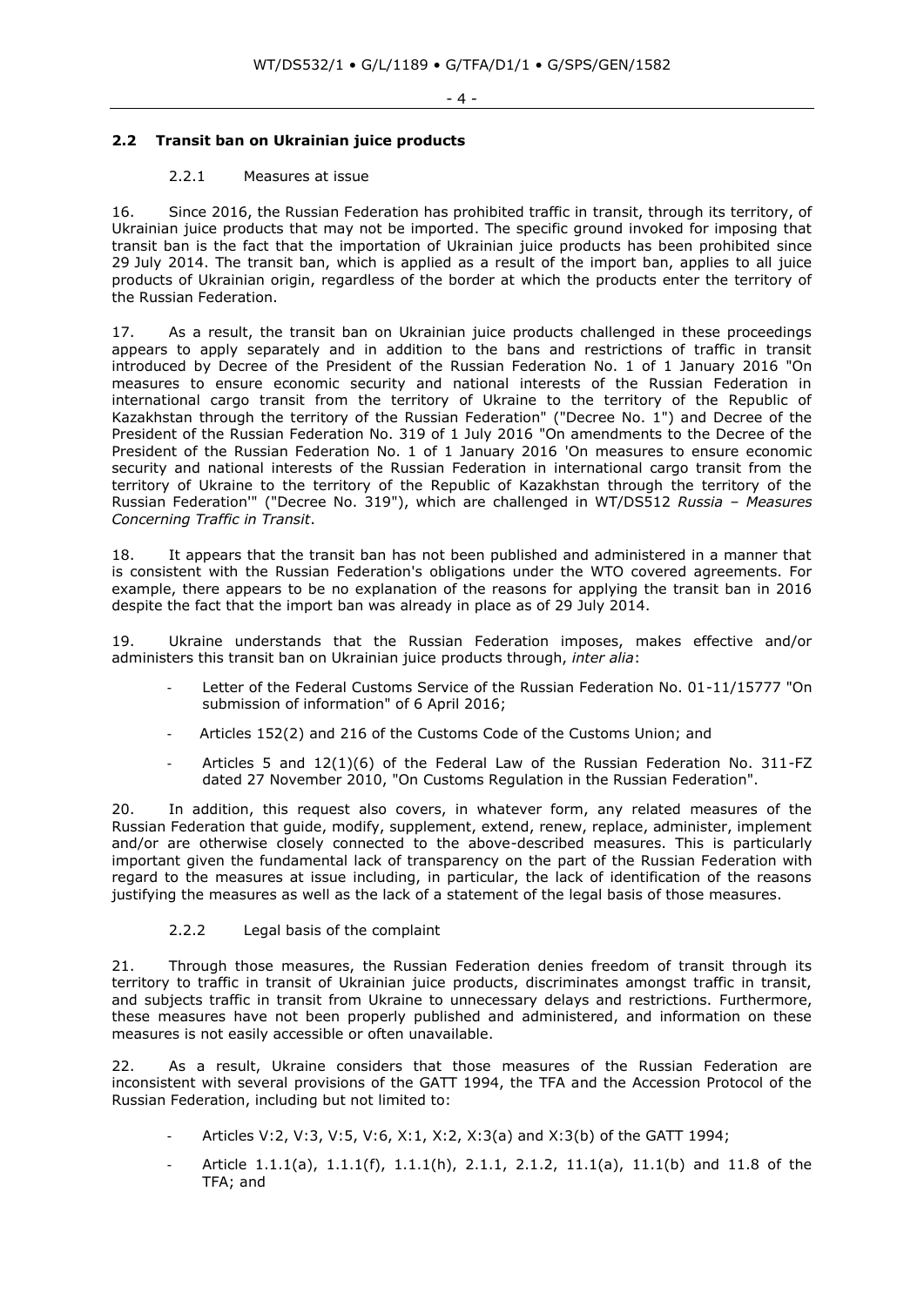## 2.2 Transit ban on Ukrainian juice products

### 2.2.1 Measures at issue

16. Since 2016, the Russian Federation has prohibited traffic in transit, through its territory, of Ukrainian juice products that may not be imported. The specific ground invoked for imposing that transit ban is the fact that the importation of Ukrainian juice products has been prohibited since 29 July 2014. The transit ban, which is applied as a result of the import ban, applies to all juice products of Ukrainian origin, regardless of the border at which the products enter the territory of the Russian Federation.

17. As a result, the transit ban on Ukrainian juice products challenged in these proceedings appears to apply separately and in addition to the bans and restrictions of traffic in transit introduced by Decree of the President of the Russian Federation No. 1 of 1 January 2016 "On measures to ensure economic security and national interests of the Russian Federation in international cargo transit from the territory of Ukraine to the territory of the Republic of Kazakhstan through the territory of the Russian Federation" ("Decree No. 1") and Decree of the President of the Russian Federation No. 319 of 1 July 2016 "On amendments to the Decree of the President of the Russian Federation No. 1 of 1 January 2016 'On measures to ensure economic security and national interests of the Russian Federation in international cargo transit from the territory of Ukraine to the territory of the Republic of Kazakhstan through the territory of the Russian Federation'" ("Decree No. 319"), which are challenged in WT/DS512 *Russia – Measures Concerning Traffic in Transit*.

18. It appears that the transit ban has not been published and administered in a manner that is consistent with the Russian Federation's obligations under the WTO covered agreements. For example, there appears to be no explanation of the reasons for applying the transit ban in 2016 despite the fact that the import ban was already in place as of 29 July 2014.

19. Ukraine understands that the Russian Federation imposes, makes effective and/or administers this transit ban on Ukrainian juice products through, *inter alia*:

- Letter of the Federal Customs Service of the Russian Federation No. 01-11/15777 "On submission of information" of 6 April 2016;
- Articles 152(2) and 216 of the Customs Code of the Customs Union; and
- Articles 5 and 12(1)(6) of the Federal Law of the Russian Federation No. 311-FZ dated 27 November 2010, "On Customs Regulation in the Russian Federation".

20. In addition, this request also covers, in whatever form, any related measures of the Russian Federation that guide, modify, supplement, extend, renew, replace, administer, implement and/or are otherwise closely connected to the above-described measures. This is particularly important given the fundamental lack of transparency on the part of the Russian Federation with regard to the measures at issue including, in particular, the lack of identification of the reasons justifying the measures as well as the lack of a statement of the legal basis of those measures.

### 2.2.2 Legal basis of the complaint

21. Through those measures, the Russian Federation denies freedom of transit through its territory to traffic in transit of Ukrainian juice products, discriminates amongst traffic in transit, and subjects traffic in transit from Ukraine to unnecessary delays and restrictions. Furthermore, these measures have not been properly published and administered, and information on these measures is not easily accessible or often unavailable.

22. As a result, Ukraine considers that those measures of the Russian Federation are inconsistent with several provisions of the GATT 1994, the TFA and the Accession Protocol of the Russian Federation, including but not limited to:

- Articles V:2, V:3, V:5, V:6, X:1, X:2, X:3(a) and X:3(b) of the GATT 1994;
- Article 1.1.1(a), 1.1.1(f), 1.1.1(h), 2.1.1, 2.1.2, 11.1(a), 11.1(b) and 11.8 of the TFA; and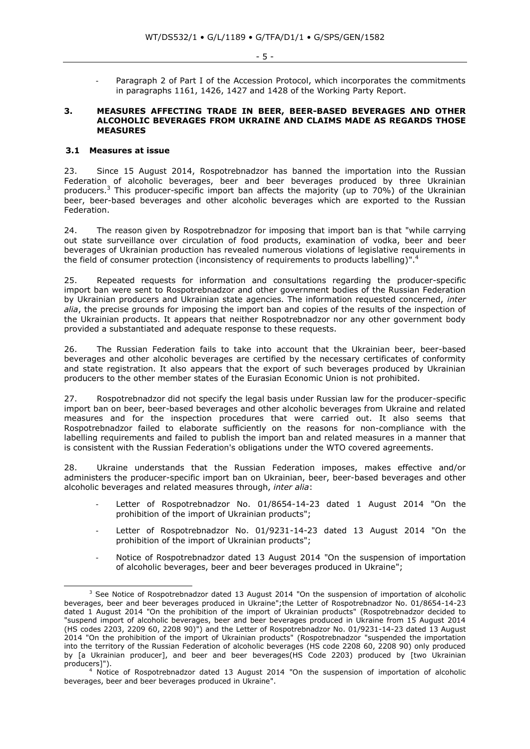- Paragraph 2 of Part I of the Accession Protocol, which incorporates the commitments in paragraphs 1161, 1426, 1427 and 1428 of the Working Party Report.

## 3. MEASURES AFFECTING TRADE IN BEER, BEER-BASED BEVERAGES AND OTHER ALCOHOLIC BEVERAGES FROM UKRAINE AND CLAIMS MADE AS REGARDS THOSE MEASURES

### 3.1 Measures at issue

23. Since 15 August 2014, Rospotrebnadzor has banned the importation into the Russian Federation of alcoholic beverages, beer and beer beverages produced by three Ukrainian producers.[3] This producer-specific import ban affects the majority (up to 70%) of the Ukrainian beer, beer-based beverages and other alcoholic beverages which are exported to the Russian Federation.

24. The reason given by Rospotrebnadzor for imposing that import ban is that "while carrying out state surveillance over circulation of food products, examination of vodka, beer and beer beverages of Ukrainian production has revealed numerous violations of legislative requirements in the field of consumer protection (inconsistency of requirements to products labelling)".[4]

25. Repeated requests for information and consultations regarding the producer-specific import ban were sent to Rospotrebnadzor and other government bodies of the Russian Federation by Ukrainian producers and Ukrainian state agencies. The information requested concerned, *inter alia*, the precise grounds for imposing the import ban and copies of the results of the inspection of the Ukrainian products. It appears that neither Rospotrebnadzor nor any other government body provided a substantiated and adequate response to these requests.

26. The Russian Federation fails to take into account that the Ukrainian beer, beer-based beverages and other alcoholic beverages are certified by the necessary certificates of conformity and state registration. It also appears that the export of such beverages produced by Ukrainian producers to the other member states of the Eurasian Economic Union is not prohibited.

27. Rospotrebnadzor did not specify the legal basis under Russian law for the producer-specific import ban on beer, beer-based beverages and other alcoholic beverages from Ukraine and related measures and for the inspection procedures that were carried out. It also seems that Rospotrebnadzor failed to elaborate sufficiently on the reasons for non-compliance with the labelling requirements and failed to publish the import ban and related measures in a manner that is consistent with the Russian Federation's obligations under the WTO covered agreements.

28. Ukraine understands that the Russian Federation imposes, makes effective and/or administers the producer-specific import ban on Ukrainian, beer, beer-based beverages and other alcoholic beverages and related measures through, *inter alia*:

- Letter of Rospotrebnadzor No. 01/8654-14-23 dated 1 August 2014 "On the prohibition of the import of Ukrainian products";
- Letter of Rospotrebnadzor No. 01/9231-14-23 dated 13 August 2014 "On the prohibition of the import of Ukrainian products";
- Notice of Rospotrebnadzor dated 13 August 2014 "On the suspension of importation of alcoholic beverages, beer and beer beverages produced in Ukraine";

---

[3] See Notice of Rospotrebnadzor dated 13 August 2014 "On the suspension of importation of alcoholic beverages, beer and beer beverages produced in Ukraine";the Letter of Rospotrebnadzor No. 01/8654-14-23 dated 1 August 2014 "On the prohibition of the import of Ukrainian products" (Rospotrebnadzor decided to "suspend import of alcoholic beverages, beer and beer beverages produced in Ukraine from 15 August 2014 (HS codes 2203, 2209 60, 2208 90)") and the Letter of Rospotrebnadzor No. 01/9231-14-23 dated 13 August 2014 "On the prohibition of the import of Ukrainian products" (Rospotrebnadzor "suspended the importation into the territory of the Russian Federation of alcoholic beverages (HS code 2208 60, 2208 90) only produced by [a Ukrainian producer], and beer and beer beverages(HS Code 2203) produced by [two Ukrainian producers]").

[4] Notice of Rospotrebnadzor dated 13 August 2014 "On the suspension of importation of alcoholic beverages, beer and beer beverages produced in Ukraine".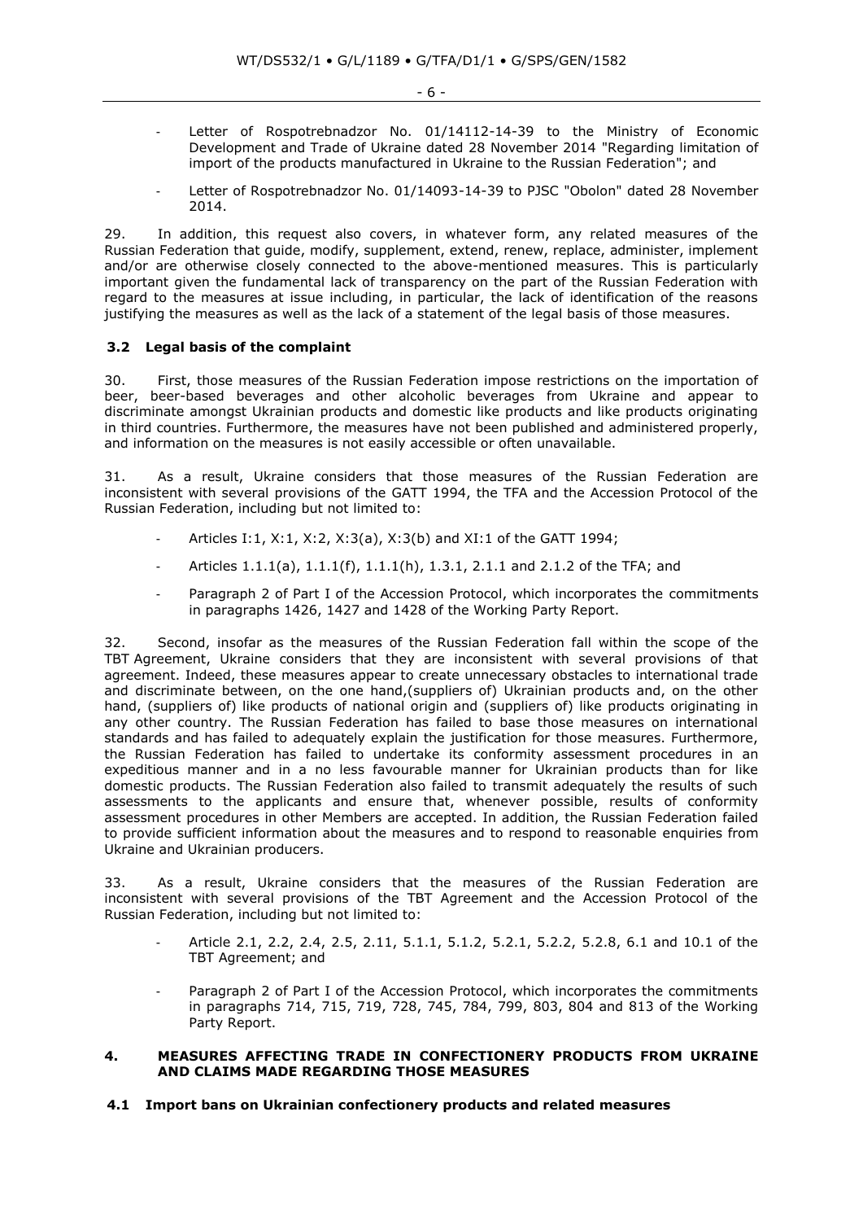- Letter of Rospotrebnadzor No. 01/14112-14-39 to the Ministry of Economic Development and Trade of Ukraine dated 28 November 2014 "Regarding limitation of import of the products manufactured in Ukraine to the Russian Federation"; and
- Letter of Rospotrebnadzor No. 01/14093-14-39 to PJSC "Obolon" dated 28 November 2014.

29. In addition, this request also covers, in whatever form, any related measures of the Russian Federation that guide, modify, supplement, extend, renew, replace, administer, implement and/or are otherwise closely connected to the above-mentioned measures. This is particularly important given the fundamental lack of transparency on the part of the Russian Federation with regard to the measures at issue including, in particular, the lack of identification of the reasons justifying the measures as well as the lack of a statement of the legal basis of those measures.

### 3.2 Legal basis of the complaint

30. First, those measures of the Russian Federation impose restrictions on the importation of beer, beer-based beverages and other alcoholic beverages from Ukraine and appear to discriminate amongst Ukrainian products and domestic like products and like products originating in third countries. Furthermore, the measures have not been published and administered properly, and information on the measures is not easily accessible or often unavailable.

31. As a result, Ukraine considers that those measures of the Russian Federation are inconsistent with several provisions of the GATT 1994, the TFA and the Accession Protocol of the Russian Federation, including but not limited to:

- Articles I:1, X:1, X:2, X:3(a), X:3(b) and XI:1 of the GATT 1994;
- Articles 1.1.1(a), 1.1.1(f), 1.1.1(h), 1.3.1, 2.1.1 and 2.1.2 of the TFA; and
- Paragraph 2 of Part I of the Accession Protocol, which incorporates the commitments in paragraphs 1426, 1427 and 1428 of the Working Party Report.

32. Second, insofar as the measures of the Russian Federation fall within the scope of the TBT Agreement, Ukraine considers that they are inconsistent with several provisions of that agreement. Indeed, these measures appear to create unnecessary obstacles to international trade and discriminate between, on the one hand,(suppliers of) Ukrainian products and, on the other hand, (suppliers of) like products of national origin and (suppliers of) like products originating in any other country. The Russian Federation has failed to base those measures on international standards and has failed to adequately explain the justification for those measures. Furthermore, the Russian Federation has failed to undertake its conformity assessment procedures in an expeditious manner and in a no less favourable manner for Ukrainian products than for like domestic products. The Russian Federation also failed to transmit adequately the results of such assessments to the applicants and ensure that, whenever possible, results of conformity assessment procedures in other Members are accepted. In addition, the Russian Federation failed to provide sufficient information about the measures and to respond to reasonable enquiries from Ukraine and Ukrainian producers.

33. As a result, Ukraine considers that the measures of the Russian Federation are inconsistent with several provisions of the TBT Agreement and the Accession Protocol of the Russian Federation, including but not limited to:

- Article 2.1, 2.2, 2.4, 2.5, 2.11, 5.1.1, 5.1.2, 5.2.1, 5.2.2, 5.2.8, 6.1 and 10.1 of the TBT Agreement; and
- Paragraph 2 of Part I of the Accession Protocol, which incorporates the commitments in paragraphs 714, 715, 719, 728, 745, 784, 799, 803, 804 and 813 of the Working Party Report.

## 4. MEASURES AFFECTING TRADE IN CONFECTIONERY PRODUCTS FROM UKRAINE AND CLAIMS MADE REGARDING THOSE MEASURES

### 4.1 Import bans on Ukrainian confectionery products and related measures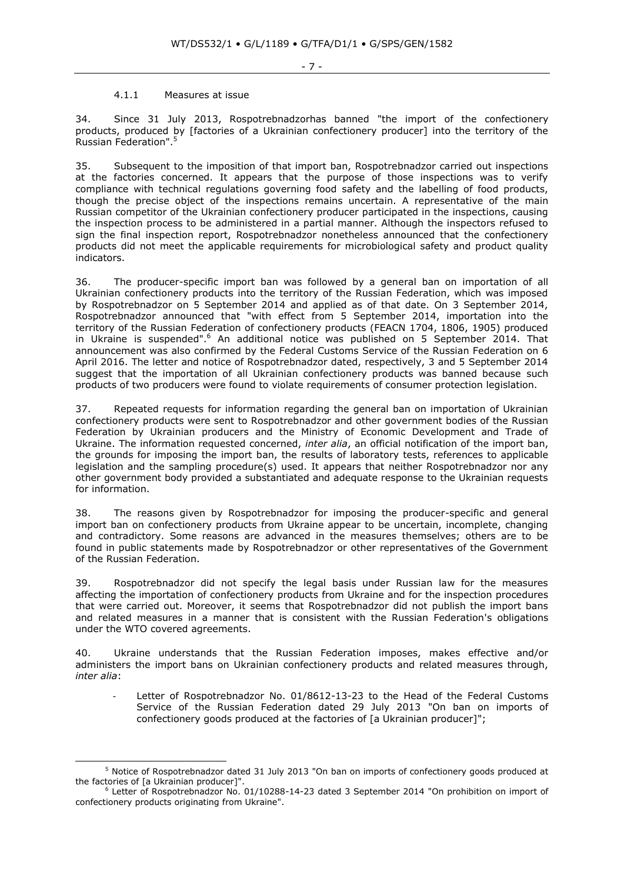#### 4.1.1 Measures at issue

34. Since 31 July 2013, Rospotrebnadzorhas banned "the import of the confectionery products, produced by [factories of a Ukrainian confectionery producer] into the territory of the Russian Federation".[5]

35. Subsequent to the imposition of that import ban, Rospotrebnadzor carried out inspections at the factories concerned. It appears that the purpose of those inspections was to verify compliance with technical regulations governing food safety and the labelling of food products, though the precise object of the inspections remains uncertain. A representative of the main Russian competitor of the Ukrainian confectionery producer participated in the inspections, causing the inspection process to be administered in a partial manner. Although the inspectors refused to sign the final inspection report, Rospotrebnadzor nonetheless announced that the confectionery products did not meet the applicable requirements for microbiological safety and product quality indicators.

36. The producer-specific import ban was followed by a general ban on importation of all Ukrainian confectionery products into the territory of the Russian Federation, which was imposed by Rospotrebnadzor on 5 September 2014 and applied as of that date. On 3 September 2014, Rospotrebnadzor announced that "with effect from 5 September 2014, importation into the territory of the Russian Federation of confectionery products (FEACN 1704, 1806, 1905) produced in Ukraine is suspended".[6] An additional notice was published on 5 September 2014. That announcement was also confirmed by the Federal Customs Service of the Russian Federation on 6 April 2016. The letter and notice of Rospotrebnadzor dated, respectively, 3 and 5 September 2014 suggest that the importation of all Ukrainian confectionery products was banned because such products of two producers were found to violate requirements of consumer protection legislation.

37. Repeated requests for information regarding the general ban on importation of Ukrainian confectionery products were sent to Rospotrebnadzor and other government bodies of the Russian Federation by Ukrainian producers and the Ministry of Economic Development and Trade of Ukraine. The information requested concerned, *inter alia*, an official notification of the import ban, the grounds for imposing the import ban, the results of laboratory tests, references to applicable legislation and the sampling procedure(s) used. It appears that neither Rospotrebnadzor nor any other government body provided a substantiated and adequate response to the Ukrainian requests for information.

38. The reasons given by Rospotrebnadzor for imposing the producer-specific and general import ban on confectionery products from Ukraine appear to be uncertain, incomplete, changing and contradictory. Some reasons are advanced in the measures themselves; others are to be found in public statements made by Rospotrebnadzor or other representatives of the Government of the Russian Federation.

39. Rospotrebnadzor did not specify the legal basis under Russian law for the measures affecting the importation of confectionery products from Ukraine and for the inspection procedures that were carried out. Moreover, it seems that Rospotrebnadzor did not publish the import bans and related measures in a manner that is consistent with the Russian Federation's obligations under the WTO covered agreements.

40. Ukraine understands that the Russian Federation imposes, makes effective and/or administers the import bans on Ukrainian confectionery products and related measures through, *inter alia*:

- Letter of Rospotrebnadzor No. 01/8612-13-23 to the Head of the Federal Customs Service of the Russian Federation dated 29 July 2013 "On ban on imports of confectionery goods produced at the factories of [a Ukrainian producer]";

---

[5] Notice of Rospotrebnadzor dated 31 July 2013 "On ban on imports of confectionery goods produced at the factories of [a Ukrainian producer]".

[6] Letter of Rospotrebnadzor No. 01/10288-14-23 dated 3 September 2014 "On prohibition on import of confectionery products originating from Ukraine".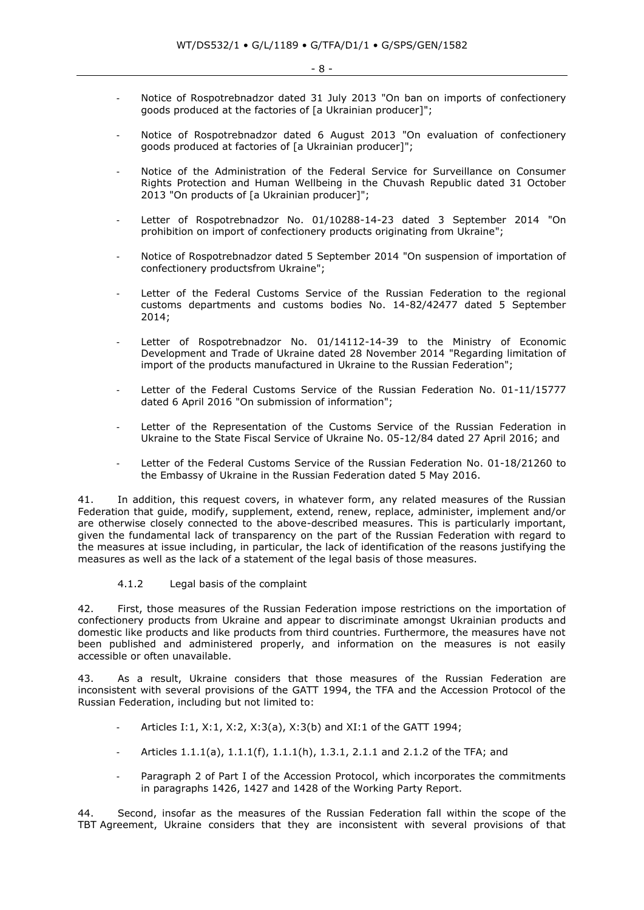- Notice of Rospotrebnadzor dated 31 July 2013 "On ban on imports of confectionery goods produced at the factories of [a Ukrainian producer]";
- Notice of Rospotrebnadzor dated 6 August 2013 "On evaluation of confectionery goods produced at factories of [a Ukrainian producer]";
- Notice of the Administration of the Federal Service for Surveillance on Consumer Rights Protection and Human Wellbeing in the Chuvash Republic dated 31 October 2013 "On products of [a Ukrainian producer]";
- Letter of Rospotrebnadzor No. 01/10288-14-23 dated 3 September 2014 "On prohibition on import of confectionery products originating from Ukraine";
- Notice of Rospotrebnadzor dated 5 September 2014 "On suspension of importation of confectionery productsfrom Ukraine";
- Letter of the Federal Customs Service of the Russian Federation to the regional customs departments and customs bodies No. 14-82/42477 dated 5 September 2014;
- Letter of Rospotrebnadzor No. 01/14112-14-39 to the Ministry of Economic Development and Trade of Ukraine dated 28 November 2014 "Regarding limitation of import of the products manufactured in Ukraine to the Russian Federation";
- Letter of the Federal Customs Service of the Russian Federation No. 01-11/15777 dated 6 April 2016 "On submission of information";
- Letter of the Representation of the Customs Service of the Russian Federation in Ukraine to the State Fiscal Service of Ukraine No. 05-12/84 dated 27 April 2016; and
- Letter of the Federal Customs Service of the Russian Federation No. 01-18/21260 to the Embassy of Ukraine in the Russian Federation dated 5 May 2016.

41. In addition, this request covers, in whatever form, any related measures of the Russian Federation that guide, modify, supplement, extend, renew, replace, administer, implement and/or are otherwise closely connected to the above-described measures. This is particularly important, given the fundamental lack of transparency on the part of the Russian Federation with regard to the measures at issue including, in particular, the lack of identification of the reasons justifying the measures as well as the lack of a statement of the legal basis of those measures.

#### 4.1.2 Legal basis of the complaint

42. First, those measures of the Russian Federation impose restrictions on the importation of confectionery products from Ukraine and appear to discriminate amongst Ukrainian products and domestic like products and like products from third countries. Furthermore, the measures have not been published and administered properly, and information on the measures is not easily accessible or often unavailable.

43. As a result, Ukraine considers that those measures of the Russian Federation are inconsistent with several provisions of the GATT 1994, the TFA and the Accession Protocol of the Russian Federation, including but not limited to:

- Articles I:1, X:1, X:2, X:3(a), X:3(b) and XI:1 of the GATT 1994;
- Articles 1.1.1(a), 1.1.1(f), 1.1.1(h), 1.3.1, 2.1.1 and 2.1.2 of the TFA; and
- Paragraph 2 of Part I of the Accession Protocol, which incorporates the commitments in paragraphs 1426, 1427 and 1428 of the Working Party Report.

44. Second, insofar as the measures of the Russian Federation fall within the scope of the TBT Agreement, Ukraine considers that they are inconsistent with several provisions of that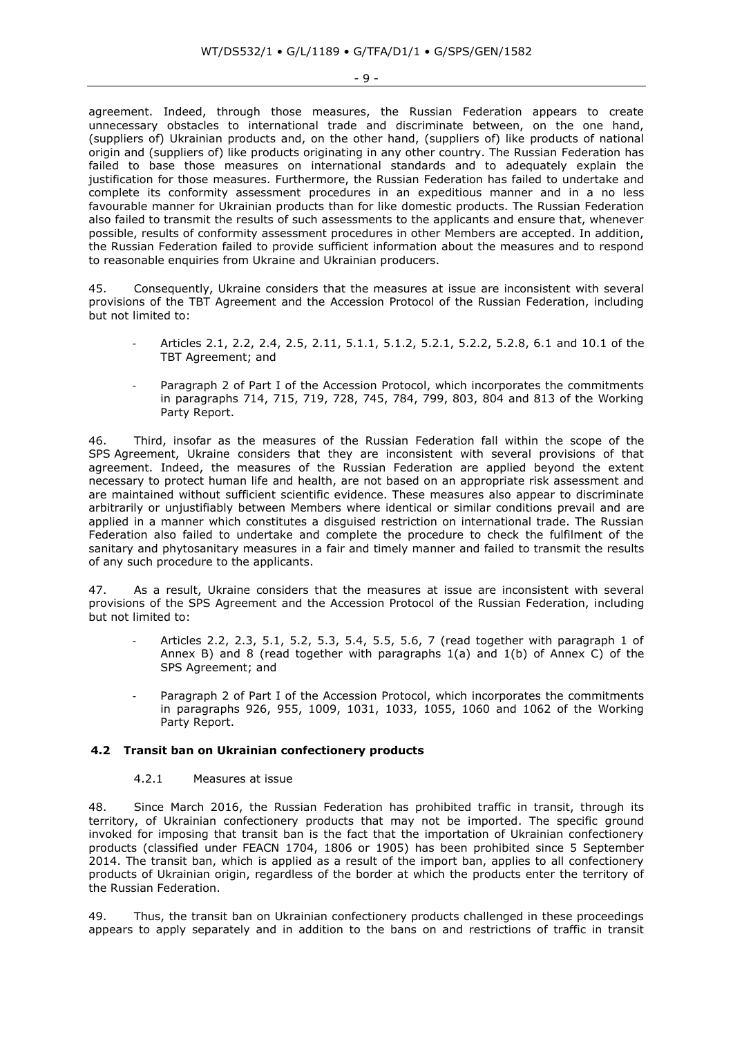agreement. Indeed, through those measures, the Russian Federation appears to create unnecessary obstacles to international trade and discriminate between, on the one hand, (suppliers of) Ukrainian products and, on the other hand, (suppliers of) like products of national origin and (suppliers of) like products originating in any other country. The Russian Federation has failed to base those measures on international standards and to adequately explain the justification for those measures. Furthermore, the Russian Federation has failed to undertake and complete its conformity assessment procedures in an expeditious manner and in a no less favourable manner for Ukrainian products than for like domestic products. The Russian Federation also failed to transmit the results of such assessments to the applicants and ensure that, whenever possible, results of conformity assessment procedures in other Members are accepted. In addition, the Russian Federation failed to provide sufficient information about the measures and to respond to reasonable enquiries from Ukraine and Ukrainian producers.

45. Consequently, Ukraine considers that the measures at issue are inconsistent with several provisions of the TBT Agreement and the Accession Protocol of the Russian Federation, including but not limited to:

- Articles 2.1, 2.2, 2.4, 2.5, 2.11, 5.1.1, 5.1.2, 5.2.1, 5.2.2, 5.2.8, 6.1 and 10.1 of the TBT Agreement; and
- Paragraph 2 of Part I of the Accession Protocol, which incorporates the commitments in paragraphs 714, 715, 719, 728, 745, 784, 799, 803, 804 and 813 of the Working Party Report.

46. Third, insofar as the measures of the Russian Federation fall within the scope of the SPS Agreement, Ukraine considers that they are inconsistent with several provisions of that agreement. Indeed, the measures of the Russian Federation are applied beyond the extent necessary to protect human life and health, are not based on an appropriate risk assessment and are maintained without sufficient scientific evidence. These measures also appear to discriminate arbitrarily or unjustifiably between Members where identical or similar conditions prevail and are applied in a manner which constitutes a disguised restriction on international trade. The Russian Federation also failed to undertake and complete the procedure to check the fulfilment of the sanitary and phytosanitary measures in a fair and timely manner and failed to transmit the results of any such procedure to the applicants.

47. As a result, Ukraine considers that the measures at issue are inconsistent with several provisions of the SPS Agreement and the Accession Protocol of the Russian Federation, including but not limited to:

- Articles 2.2, 2.3, 5.1, 5.2, 5.3, 5.4, 5.5, 5.6, 7 (read together with paragraph 1 of Annex B) and 8 (read together with paragraphs 1(a) and 1(b) of Annex C) of the SPS Agreement; and
- Paragraph 2 of Part I of the Accession Protocol, which incorporates the commitments in paragraphs 926, 955, 1009, 1031, 1033, 1055, 1060 and 1062 of the Working Party Report.

## 4.2 Transit ban on Ukrainian confectionery products

### 4.2.1 Measures at issue

48. Since March 2016, the Russian Federation has prohibited traffic in transit, through its territory, of Ukrainian confectionery products that may not be imported. The specific ground invoked for imposing that transit ban is the fact that the importation of Ukrainian confectionery products (classified under FEACN 1704, 1806 or 1905) has been prohibited since 5 September 2014. The transit ban, which is applied as a result of the import ban, applies to all confectionery products of Ukrainian origin, regardless of the border at which the products enter the territory of the Russian Federation.

49. Thus, the transit ban on Ukrainian confectionery products challenged in these proceedings appears to apply separately and in addition to the bans on and restrictions of traffic in transit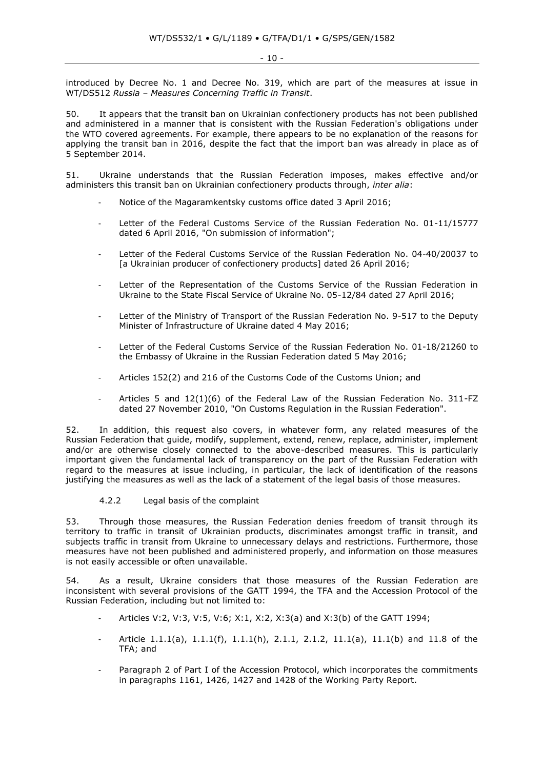introduced by Decree No. 1 and Decree No. 319, which are part of the measures at issue in WT/DS512 *Russia – Measures Concerning Traffic in Transit*.

50. It appears that the transit ban on Ukrainian confectionery products has not been published and administered in a manner that is consistent with the Russian Federation's obligations under the WTO covered agreements. For example, there appears to be no explanation of the reasons for applying the transit ban in 2016, despite the fact that the import ban was already in place as of 5 September 2014.

51. Ukraine understands that the Russian Federation imposes, makes effective and/or administers this transit ban on Ukrainian confectionery products through, *inter alia*:

- Notice of the Magaramkentsky customs office dated 3 April 2016;
- Letter of the Federal Customs Service of the Russian Federation No. 01-11/15777 dated 6 April 2016, "On submission of information";
- Letter of the Federal Customs Service of the Russian Federation No. 04-40/20037 to [a Ukrainian producer of confectionery products] dated 26 April 2016;
- Letter of the Representation of the Customs Service of the Russian Federation in Ukraine to the State Fiscal Service of Ukraine No. 05-12/84 dated 27 April 2016;
- Letter of the Ministry of Transport of the Russian Federation No. 9-517 to the Deputy Minister of Infrastructure of Ukraine dated 4 May 2016;
- Letter of the Federal Customs Service of the Russian Federation No. 01-18/21260 to the Embassy of Ukraine in the Russian Federation dated 5 May 2016;
- Articles 152(2) and 216 of the Customs Code of the Customs Union; and
- Articles 5 and 12(1)(6) of the Federal Law of the Russian Federation No. 311-FZ dated 27 November 2010, "On Customs Regulation in the Russian Federation".

52. In addition, this request also covers, in whatever form, any related measures of the Russian Federation that guide, modify, supplement, extend, renew, replace, administer, implement and/or are otherwise closely connected to the above-described measures. This is particularly important given the fundamental lack of transparency on the part of the Russian Federation with regard to the measures at issue including, in particular, the lack of identification of the reasons justifying the measures as well as the lack of a statement of the legal basis of those measures.

#### 4.2.2 Legal basis of the complaint

53. Through those measures, the Russian Federation denies freedom of transit through its territory to traffic in transit of Ukrainian products, discriminates amongst traffic in transit, and subjects traffic in transit from Ukraine to unnecessary delays and restrictions. Furthermore, those measures have not been published and administered properly, and information on those measures is not easily accessible or often unavailable.

54. As a result, Ukraine considers that those measures of the Russian Federation are inconsistent with several provisions of the GATT 1994, the TFA and the Accession Protocol of the Russian Federation, including but not limited to:

- Articles V:2, V:3, V:5, V:6; X:1, X:2, X:3(a) and X:3(b) of the GATT 1994;
- Article 1.1.1(a), 1.1.1(f), 1.1.1(h), 2.1.1, 2.1.2, 11.1(a), 11.1(b) and 11.8 of the TFA; and
- Paragraph 2 of Part I of the Accession Protocol, which incorporates the commitments in paragraphs 1161, 1426, 1427 and 1428 of the Working Party Report.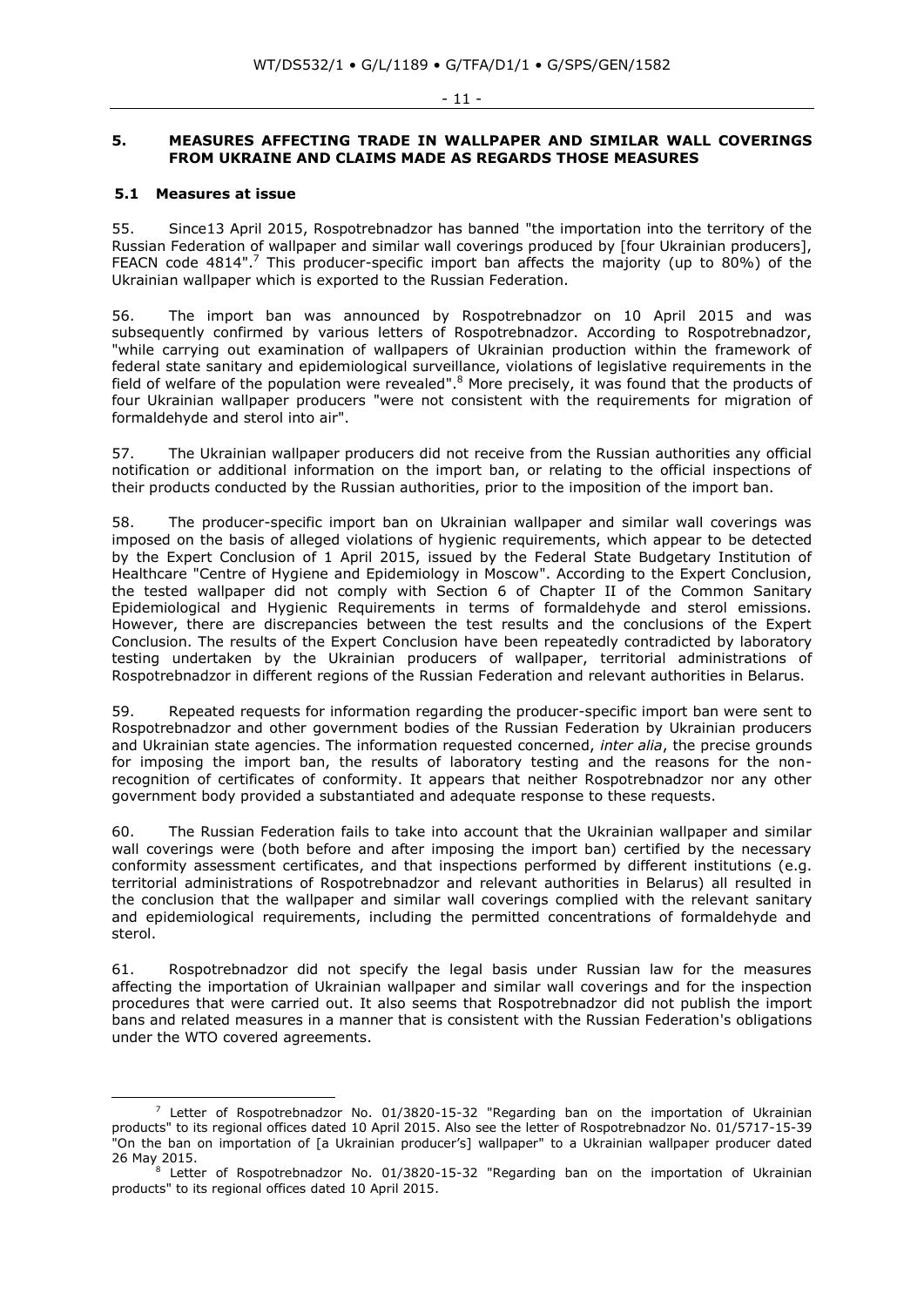## 5. MEASURES AFFECTING TRADE IN WALLPAPER AND SIMILAR WALL COVERINGS FROM UKRAINE AND CLAIMS MADE AS REGARDS THOSE MEASURES

### 5.1 Measures at issue

55. Since13 April 2015, Rospotrebnadzor has banned "the importation into the territory of the Russian Federation of wallpaper and similar wall coverings produced by [four Ukrainian producers], FEACN code 4814".[7] This producer-specific import ban affects the majority (up to 80%) of the Ukrainian wallpaper which is exported to the Russian Federation.

56. The import ban was announced by Rospotrebnadzor on 10 April 2015 and was subsequently confirmed by various letters of Rospotrebnadzor. According to Rospotrebnadzor, "while carrying out examination of wallpapers of Ukrainian production within the framework of federal state sanitary and epidemiological surveillance, violations of legislative requirements in the field of welfare of the population were revealed".[8] More precisely, it was found that the products of four Ukrainian wallpaper producers "were not consistent with the requirements for migration of formaldehyde and sterol into air".

57. The Ukrainian wallpaper producers did not receive from the Russian authorities any official notification or additional information on the import ban, or relating to the official inspections of their products conducted by the Russian authorities, prior to the imposition of the import ban.

58. The producer-specific import ban on Ukrainian wallpaper and similar wall coverings was imposed on the basis of alleged violations of hygienic requirements, which appear to be detected by the Expert Conclusion of 1 April 2015, issued by the Federal State Budgetary Institution of Healthcare "Centre of Hygiene and Epidemiology in Moscow". According to the Expert Conclusion, the tested wallpaper did not comply with Section 6 of Chapter II of the Common Sanitary Epidemiological and Hygienic Requirements in terms of formaldehyde and sterol emissions. However, there are discrepancies between the test results and the conclusions of the Expert Conclusion. The results of the Expert Conclusion have been repeatedly contradicted by laboratory testing undertaken by the Ukrainian producers of wallpaper, territorial administrations of Rospotrebnadzor in different regions of the Russian Federation and relevant authorities in Belarus.

59. Repeated requests for information regarding the producer-specific import ban were sent to Rospotrebnadzor and other government bodies of the Russian Federation by Ukrainian producers and Ukrainian state agencies. The information requested concerned, *inter alia*, the precise grounds for imposing the import ban, the results of laboratory testing and the reasons for the non-recognition of certificates of conformity. It appears that neither Rospotrebnadzor nor any other government body provided a substantiated and adequate response to these requests.

60. The Russian Federation fails to take into account that the Ukrainian wallpaper and similar wall coverings were (both before and after imposing the import ban) certified by the necessary conformity assessment certificates, and that inspections performed by different institutions (e.g. territorial administrations of Rospotrebnadzor and relevant authorities in Belarus) all resulted in the conclusion that the wallpaper and similar wall coverings complied with the relevant sanitary and epidemiological requirements, including the permitted concentrations of formaldehyde and sterol.

61. Rospotrebnadzor did not specify the legal basis under Russian law for the measures affecting the importation of Ukrainian wallpaper and similar wall coverings and for the inspection procedures that were carried out. It also seems that Rospotrebnadzor did not publish the import bans and related measures in a manner that is consistent with the Russian Federation's obligations under the WTO covered agreements.

---

[7] Letter of Rospotrebnadzor No. 01/3820-15-32 "Regarding ban on the importation of Ukrainian products" to its regional offices dated 10 April 2015. Also see the letter of Rospotrebnadzor No. 01/5717-15-39 "On the ban on importation of [a Ukrainian producer's] wallpaper" to a Ukrainian wallpaper producer dated 26 May 2015.

[8] Letter of Rospotrebnadzor No. 01/3820-15-32 "Regarding ban on the importation of Ukrainian products" to its regional offices dated 10 April 2015.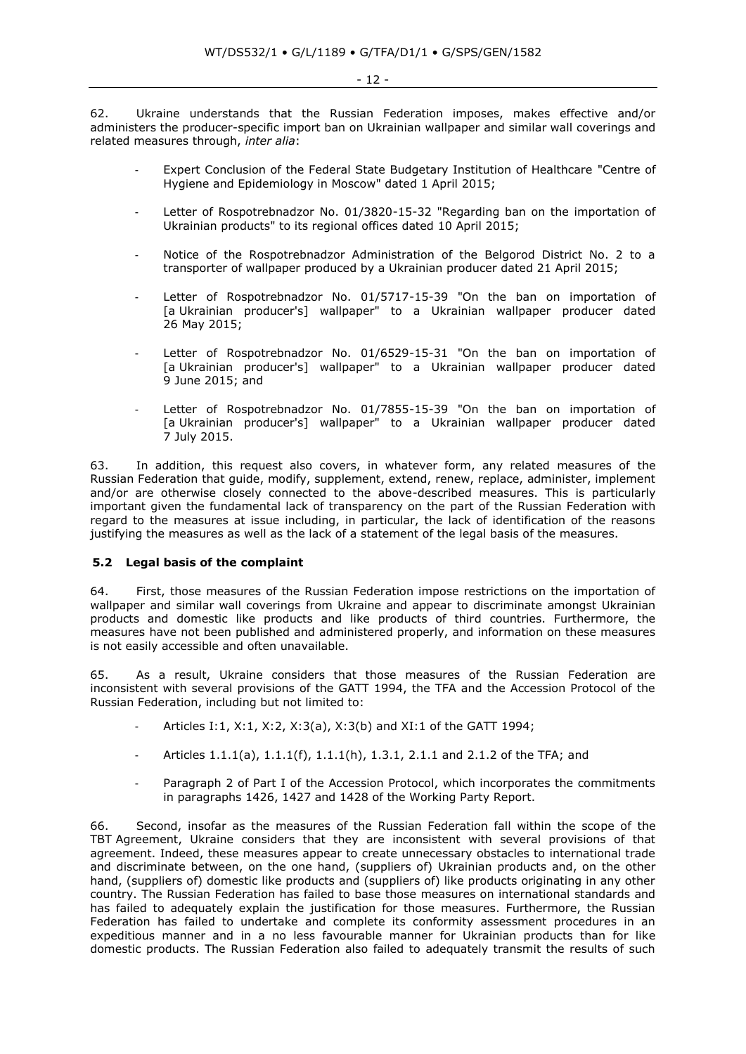62. Ukraine understands that the Russian Federation imposes, makes effective and/or administers the producer-specific import ban on Ukrainian wallpaper and similar wall coverings and related measures through, *inter alia*:

- Expert Conclusion of the Federal State Budgetary Institution of Healthcare "Centre of Hygiene and Epidemiology in Moscow" dated 1 April 2015;
- Letter of Rospotrebnadzor No. 01/3820-15-32 "Regarding ban on the importation of Ukrainian products" to its regional offices dated 10 April 2015;
- Notice of the Rospotrebnadzor Administration of the Belgorod District No. 2 to a transporter of wallpaper produced by a Ukrainian producer dated 21 April 2015;
- Letter of Rospotrebnadzor No. 01/5717-15-39 "On the ban on importation of [a Ukrainian producer's] wallpaper" to a Ukrainian wallpaper producer dated 26 May 2015;
- Letter of Rospotrebnadzor No. 01/6529-15-31 "On the ban on importation of [a Ukrainian producer's] wallpaper" to a Ukrainian wallpaper producer dated 9 June 2015; and
- Letter of Rospotrebnadzor No. 01/7855-15-39 "On the ban on importation of [a Ukrainian producer's] wallpaper" to a Ukrainian wallpaper producer dated 7 July 2015.

63. In addition, this request also covers, in whatever form, any related measures of the Russian Federation that guide, modify, supplement, extend, renew, replace, administer, implement and/or are otherwise closely connected to the above-described measures. This is particularly important given the fundamental lack of transparency on the part of the Russian Federation with regard to the measures at issue including, in particular, the lack of identification of the reasons justifying the measures as well as the lack of a statement of the legal basis of the measures.

### 5.2 Legal basis of the complaint

64. First, those measures of the Russian Federation impose restrictions on the importation of wallpaper and similar wall coverings from Ukraine and appear to discriminate amongst Ukrainian products and domestic like products and like products of third countries. Furthermore, the measures have not been published and administered properly, and information on these measures is not easily accessible and often unavailable.

65. As a result, Ukraine considers that those measures of the Russian Federation are inconsistent with several provisions of the GATT 1994, the TFA and the Accession Protocol of the Russian Federation, including but not limited to:

- Articles I:1, X:1, X:2, X:3(a), X:3(b) and XI:1 of the GATT 1994;
- Articles 1.1.1(a), 1.1.1(f), 1.1.1(h), 1.3.1, 2.1.1 and 2.1.2 of the TFA; and
- Paragraph 2 of Part I of the Accession Protocol, which incorporates the commitments in paragraphs 1426, 1427 and 1428 of the Working Party Report.

66. Second, insofar as the measures of the Russian Federation fall within the scope of the TBT Agreement, Ukraine considers that they are inconsistent with several provisions of that agreement. Indeed, these measures appear to create unnecessary obstacles to international trade and discriminate between, on the one hand, (suppliers of) Ukrainian products and, on the other hand, (suppliers of) domestic like products and (suppliers of) like products originating in any other country. The Russian Federation has failed to base those measures on international standards and has failed to adequately explain the justification for those measures. Furthermore, the Russian Federation has failed to undertake and complete its conformity assessment procedures in an expeditious manner and in a no less favourable manner for Ukrainian products than for like domestic products. The Russian Federation also failed to adequately transmit the results of such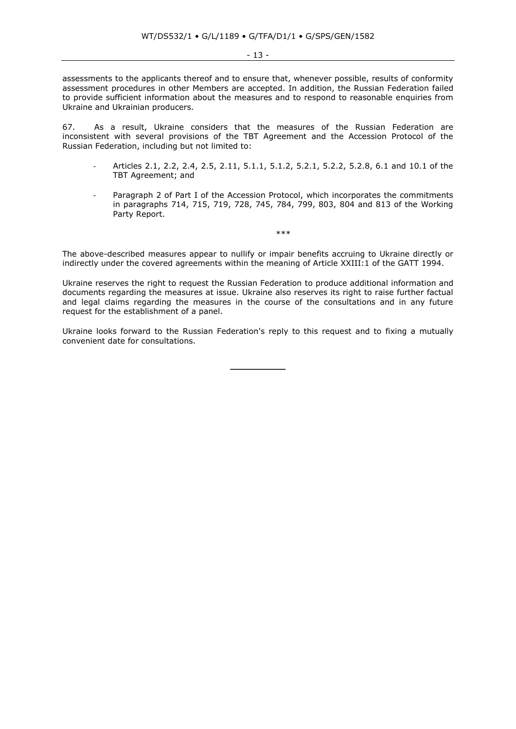assessments to the applicants thereof and to ensure that, whenever possible, results of conformity assessment procedures in other Members are accepted. In addition, the Russian Federation failed to provide sufficient information about the measures and to respond to reasonable enquiries from Ukraine and Ukrainian producers.

67. As a result, Ukraine considers that the measures of the Russian Federation are inconsistent with several provisions of the TBT Agreement and the Accession Protocol of the Russian Federation, including but not limited to:

- Articles 2.1, 2.2, 2.4, 2.5, 2.11, 5.1.1, 5.1.2, 5.2.1, 5.2.2, 5.2.8, 6.1 and 10.1 of the TBT Agreement; and
- Paragraph 2 of Part I of the Accession Protocol, which incorporates the commitments in paragraphs 714, 715, 719, 728, 745, 784, 799, 803, 804 and 813 of the Working Party Report.

\*\*\*

The above-described measures appear to nullify or impair benefits accruing to Ukraine directly or indirectly under the covered agreements within the meaning of Article XXIII:1 of the GATT 1994.

Ukraine reserves the right to request the Russian Federation to produce additional information and documents regarding the measures at issue. Ukraine also reserves its right to raise further factual and legal claims regarding the measures in the course of the consultations and in any future request for the establishment of a panel.

Ukraine looks forward to the Russian Federation's reply to this request and to fixing a mutually convenient date for consultations.